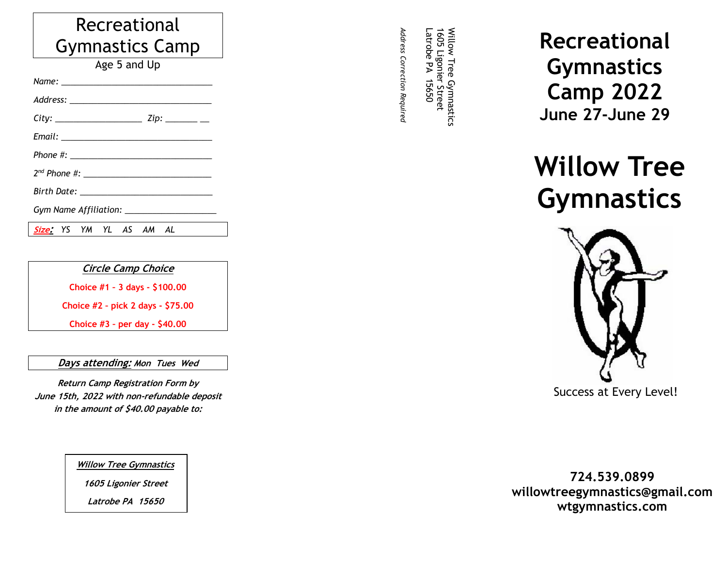# Recreational Gymnastics Camp

Age 5 and Up

*Name:* ______________________________

*Address:* ______________________________

*City:* __________________ *Zip:* _______ __

*Email:* ______________________________

*Phone #:* ______________________________

*2nd Phone #:* ___________________________

*Birth Date:* ____________________________

*Gym Name Affiliation:* ___________________

***Size:*** *YS YM YL AS AM AL*

***Circle Camp Choice***

**Choice #1 - 3 days - $100.00**

**Choice #2 - pick 2 days - $75.00**

**Choice #3 - per day - $40.00**

***Days attending:*** ***Mon Tues Wed***

***Return Camp Registration Form by June 15th, 2022 with non-refundable deposit in the amount of $40.00 payable to:***

***Willow Tree Gymnastics***
***1605 Ligonier Street***
***Latrobe PA 15650***

Willow Tree Gymnastics
1605 Ligonier Street
Latrobe PA 15650

*Address Correction Required*

# Recreational Gymnastics Camp 2022

## June 27-June 29

# Willow Tree Gymnastics

Success at Every Level!

**724.539.0899**
**willowtreegymnastics@gmail.com**
**wtgymnastics.com**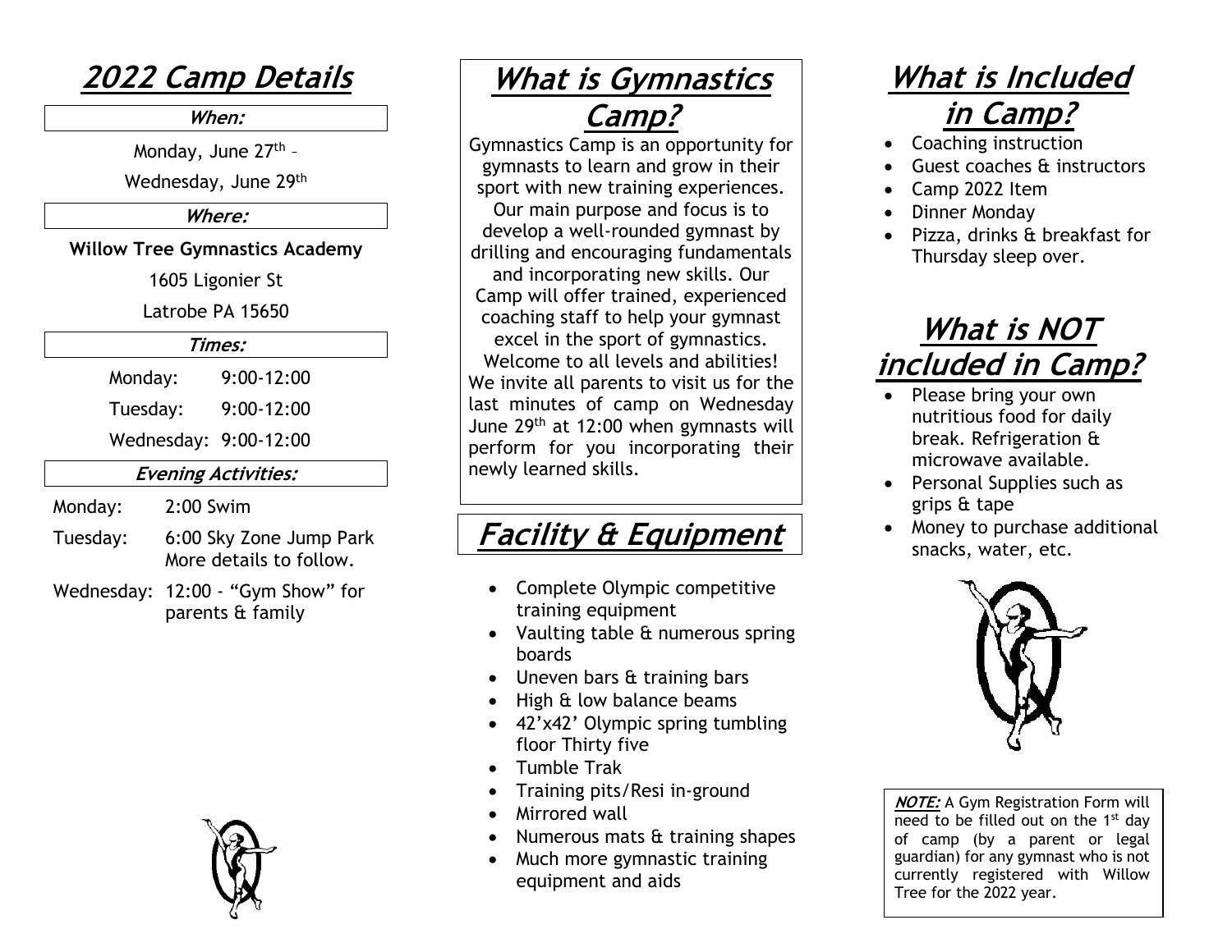# 2022 Camp Details

**When:**

Monday, June 27th –

Wednesday, June 29th

**Where:**

**Willow Tree Gymnastics Academy**

1605 Ligonier St

Latrobe PA 15650

**Times:**

Monday: 9:00-12:00

Tuesday: 9:00-12:00

Wednesday: 9:00-12:00

**Evening Activities:**

Monday: 2:00 Swim

Tuesday: 6:00 Sky Zone Jump Park More details to follow.

Wednesday: 12:00 - "Gym Show" for parents & family

# What is Gymnastics Camp?

Gymnastics Camp is an opportunity for gymnasts to learn and grow in their sport with new training experiences. Our main purpose and focus is to develop a well-rounded gymnast by drilling and encouraging fundamentals and incorporating new skills. Our Camp will offer trained, experienced coaching staff to help your gymnast excel in the sport of gymnastics. Welcome to all levels and abilities! We invite all parents to visit us for the last minutes of camp on Wednesday June 29th at 12:00 when gymnasts will perform for you incorporating their newly learned skills.

# Facility & Equipment

- Complete Olympic competitive training equipment
- Vaulting table & numerous spring boards
- Uneven bars & training bars
- High & low balance beams
- 42'x42' Olympic spring tumbling floor Thirty five
- Tumble Trak
- Training pits/Resi in-ground
- Mirrored wall
- Numerous mats & training shapes
- Much more gymnastic training equipment and aids

# What is Included in Camp?

- Coaching instruction
- Guest coaches & instructors
- Camp 2022 Item
- Dinner Monday
- Pizza, drinks & breakfast for Thursday sleep over.

# What is NOT included in Camp?

- Please bring your own nutritious food for daily break. Refrigeration & microwave available.
- Personal Supplies such as grips & tape
- Money to purchase additional snacks, water, etc.

***NOTE:*** A Gym Registration Form will need to be filled out on the 1st day of camp (by a parent or legal guardian) for any gymnast who is not currently registered with Willow Tree for the 2022 year.